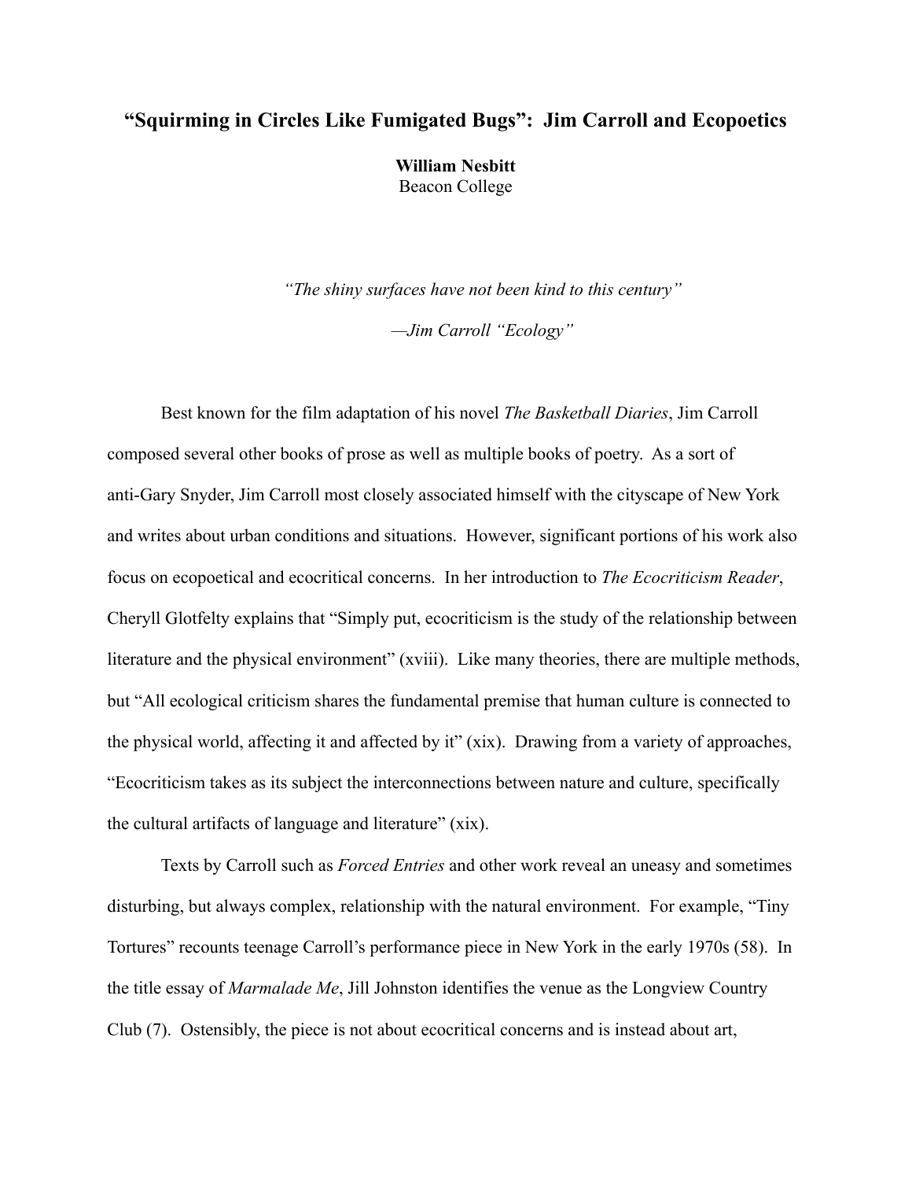# "Squirming in Circles Like Fumigated Bugs": Jim Carroll and Ecopoetics

**William Nesbitt**
Beacon College

> *"The shiny surfaces have not been kind to this century"*
>
> *—Jim Carroll "Ecology"*

Best known for the film adaptation of his novel *The Basketball Diaries*, Jim Carroll composed several other books of prose as well as multiple books of poetry. As a sort of anti-Gary Snyder, Jim Carroll most closely associated himself with the cityscape of New York and writes about urban conditions and situations. However, significant portions of his work also focus on ecopoetical and ecocritical concerns. In her introduction to *The Ecocriticism Reader*, Cheryll Glotfelty explains that "Simply put, ecocriticism is the study of the relationship between literature and the physical environment" (xviii). Like many theories, there are multiple methods, but "All ecological criticism shares the fundamental premise that human culture is connected to the physical world, affecting it and affected by it" (xix). Drawing from a variety of approaches, "Ecocriticism takes as its subject the interconnections between nature and culture, specifically the cultural artifacts of language and literature" (xix).

Texts by Carroll such as *Forced Entries* and other work reveal an uneasy and sometimes disturbing, but always complex, relationship with the natural environment. For example, "Tiny Tortures" recounts teenage Carroll's performance piece in New York in the early 1970s (58). In the title essay of *Marmalade Me*, Jill Johnston identifies the venue as the Longview Country Club (7). Ostensibly, the piece is not about ecocritical concerns and is instead about art,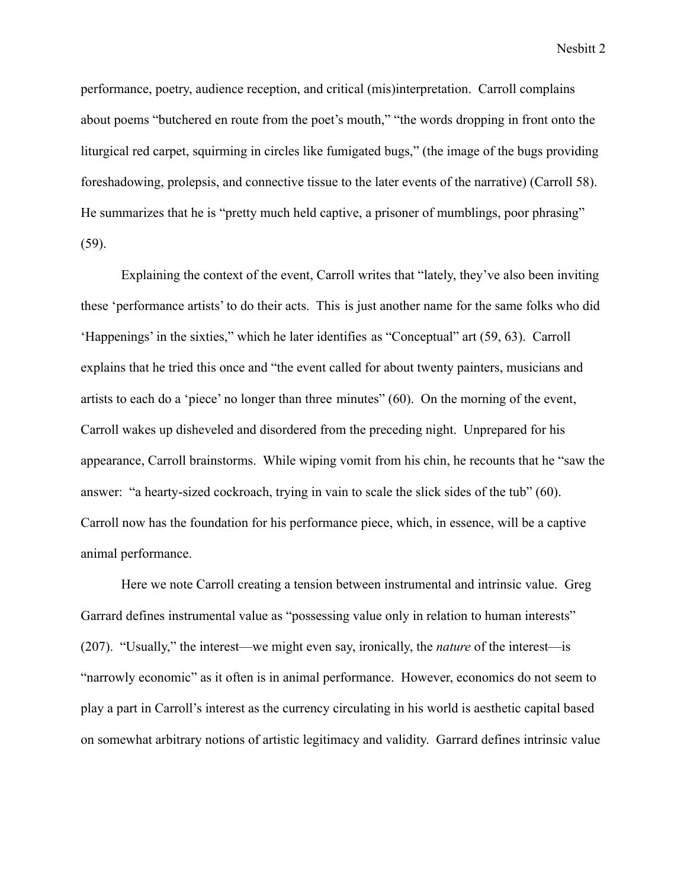performance, poetry, audience reception, and critical (mis)interpretation. Carroll complains about poems "butchered en route from the poet's mouth," "the words dropping in front onto the liturgical red carpet, squirming in circles like fumigated bugs," (the image of the bugs providing foreshadowing, prolepsis, and connective tissue to the later events of the narrative) (Carroll 58). He summarizes that he is "pretty much held captive, a prisoner of mumblings, poor phrasing" (59).

Explaining the context of the event, Carroll writes that "lately, they've also been inviting these 'performance artists' to do their acts. This is just another name for the same folks who did 'Happenings' in the sixties," which he later identifies as "Conceptual" art (59, 63). Carroll explains that he tried this once and "the event called for about twenty painters, musicians and artists to each do a 'piece' no longer than three minutes" (60). On the morning of the event, Carroll wakes up disheveled and disordered from the preceding night. Unprepared for his appearance, Carroll brainstorms. While wiping vomit from his chin, he recounts that he "saw the answer: "a hearty-sized cockroach, trying in vain to scale the slick sides of the tub" (60). Carroll now has the foundation for his performance piece, which, in essence, will be a captive animal performance.

Here we note Carroll creating a tension between instrumental and intrinsic value. Greg Garrard defines instrumental value as "possessing value only in relation to human interests" (207). "Usually," the interest—we might even say, ironically, the *nature* of the interest—is "narrowly economic" as it often is in animal performance. However, economics do not seem to play a part in Carroll's interest as the currency circulating in his world is aesthetic capital based on somewhat arbitrary notions of artistic legitimacy and validity. Garrard defines intrinsic value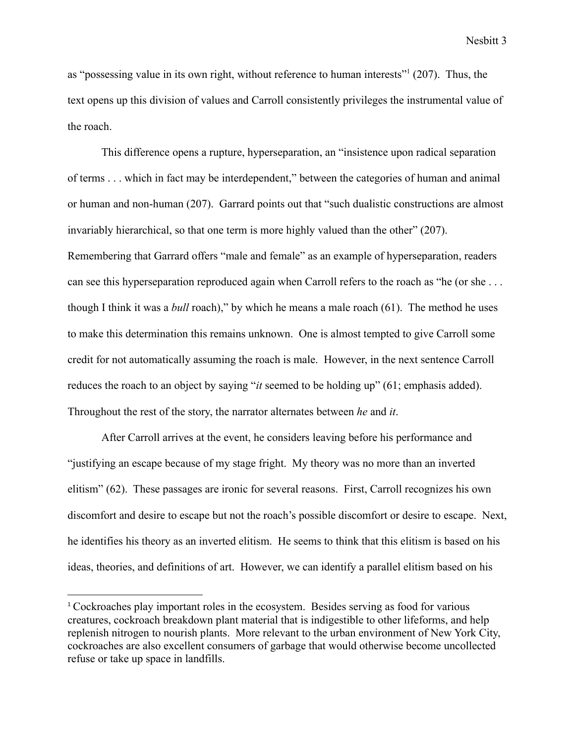as "possessing value in its own right, without reference to human interests"[1] (207). Thus, the text opens up this division of values and Carroll consistently privileges the instrumental value of the roach.

This difference opens a rupture, hyperseparation, an "insistence upon radical separation of terms . . . which in fact may be interdependent," between the categories of human and animal or human and non-human (207). Garrard points out that "such dualistic constructions are almost invariably hierarchical, so that one term is more highly valued than the other" (207). Remembering that Garrard offers "male and female" as an example of hyperseparation, readers can see this hyperseparation reproduced again when Carroll refers to the roach as "he (or she . . . though I think it was a *bull* roach)," by which he means a male roach (61). The method he uses to make this determination this remains unknown. One is almost tempted to give Carroll some credit for not automatically assuming the roach is male. However, in the next sentence Carroll reduces the roach to an object by saying "*it* seemed to be holding up" (61; emphasis added). Throughout the rest of the story, the narrator alternates between *he* and *it*.

After Carroll arrives at the event, he considers leaving before his performance and "justifying an escape because of my stage fright. My theory was no more than an inverted elitism" (62). These passages are ironic for several reasons. First, Carroll recognizes his own discomfort and desire to escape but not the roach's possible discomfort or desire to escape. Next, he identifies his theory as an inverted elitism. He seems to think that this elitism is based on his ideas, theories, and definitions of art. However, we can identify a parallel elitism based on his

---

[1] Cockroaches play important roles in the ecosystem. Besides serving as food for various creatures, cockroach breakdown plant material that is indigestible to other lifeforms, and help replenish nitrogen to nourish plants. More relevant to the urban environment of New York City, cockroaches are also excellent consumers of garbage that would otherwise become uncollected refuse or take up space in landfills.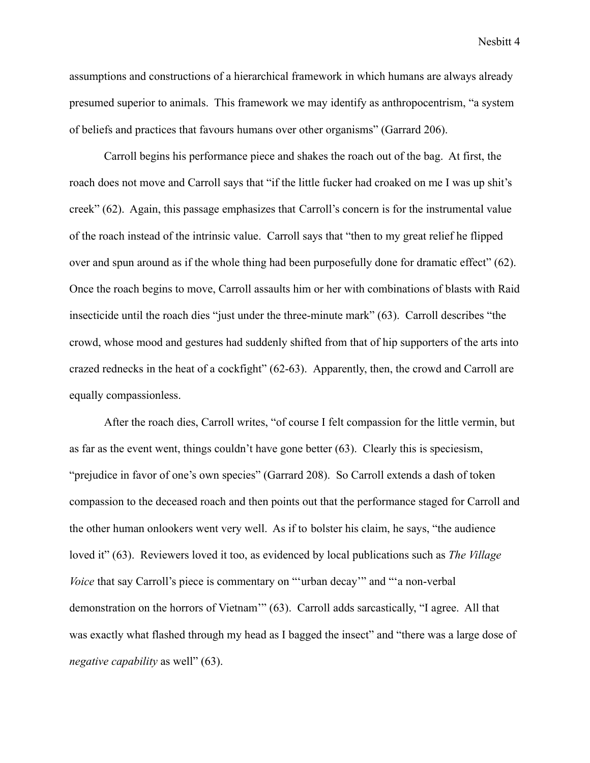assumptions and constructions of a hierarchical framework in which humans are always already presumed superior to animals. This framework we may identify as anthropocentrism, "a system of beliefs and practices that favours humans over other organisms" (Garrard 206).

Carroll begins his performance piece and shakes the roach out of the bag. At first, the roach does not move and Carroll says that "if the little fucker had croaked on me I was up shit's creek" (62). Again, this passage emphasizes that Carroll's concern is for the instrumental value of the roach instead of the intrinsic value. Carroll says that "then to my great relief he flipped over and spun around as if the whole thing had been purposefully done for dramatic effect" (62). Once the roach begins to move, Carroll assaults him or her with combinations of blasts with Raid insecticide until the roach dies "just under the three-minute mark" (63). Carroll describes "the crowd, whose mood and gestures had suddenly shifted from that of hip supporters of the arts into crazed rednecks in the heat of a cockfight" (62-63). Apparently, then, the crowd and Carroll are equally compassionless.

After the roach dies, Carroll writes, "of course I felt compassion for the little vermin, but as far as the event went, things couldn't have gone better (63). Clearly this is speciesism, "prejudice in favor of one's own species" (Garrard 208). So Carroll extends a dash of token compassion to the deceased roach and then points out that the performance staged for Carroll and the other human onlookers went very well. As if to bolster his claim, he says, "the audience loved it" (63). Reviewers loved it too, as evidenced by local publications such as *The Village Voice* that say Carroll's piece is commentary on "'urban decay'" and "'a non-verbal demonstration on the horrors of Vietnam'" (63). Carroll adds sarcastically, "I agree. All that was exactly what flashed through my head as I bagged the insect" and "there was a large dose of *negative capability* as well" (63).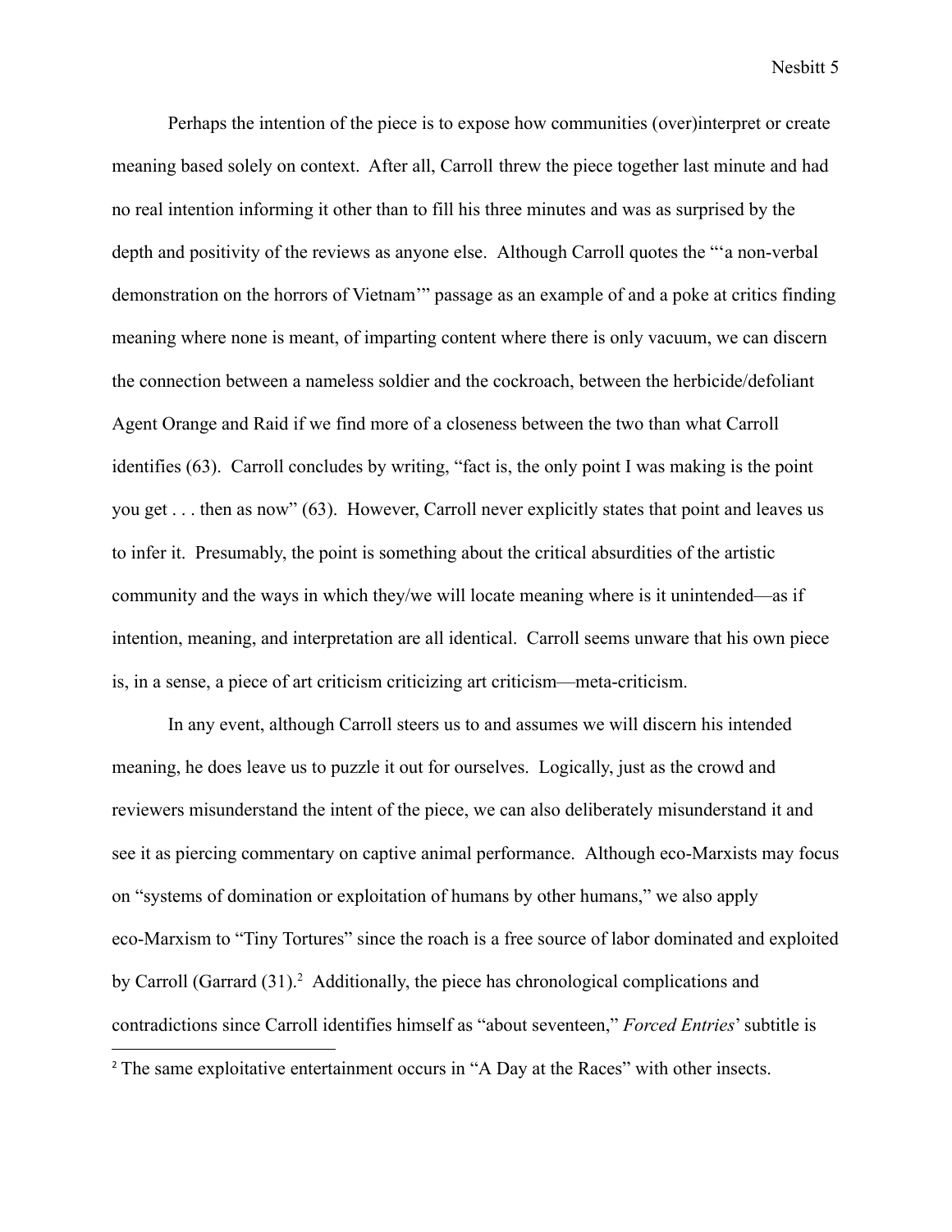Perhaps the intention of the piece is to expose how communities (over)interpret or create meaning based solely on context. After all, Carroll threw the piece together last minute and had no real intention informing it other than to fill his three minutes and was as surprised by the depth and positivity of the reviews as anyone else. Although Carroll quotes the "'a non-verbal demonstration on the horrors of Vietnam'" passage as an example of and a poke at critics finding meaning where none is meant, of imparting content where there is only vacuum, we can discern the connection between a nameless soldier and the cockroach, between the herbicide/defoliant Agent Orange and Raid if we find more of a closeness between the two than what Carroll identifies (63). Carroll concludes by writing, "fact is, the only point I was making is the point you get . . . then as now" (63). However, Carroll never explicitly states that point and leaves us to infer it. Presumably, the point is something about the critical absurdities of the artistic community and the ways in which they/we will locate meaning where is it unintended—as if intention, meaning, and interpretation are all identical. Carroll seems unware that his own piece is, in a sense, a piece of art criticism criticizing art criticism—meta-criticism.

In any event, although Carroll steers us to and assumes we will discern his intended meaning, he does leave us to puzzle it out for ourselves. Logically, just as the crowd and reviewers misunderstand the intent of the piece, we can also deliberately misunderstand it and see it as piercing commentary on captive animal performance. Although eco-Marxists may focus on "systems of domination or exploitation of humans by other humans," we also apply eco-Marxism to "Tiny Tortures" since the roach is a free source of labor dominated and exploited by Carroll (Garrard (31).[2] Additionally, the piece has chronological complications and contradictions since Carroll identifies himself as "about seventeen," *Forced Entries*' subtitle is

[2] The same exploitative entertainment occurs in "A Day at the Races" with other insects.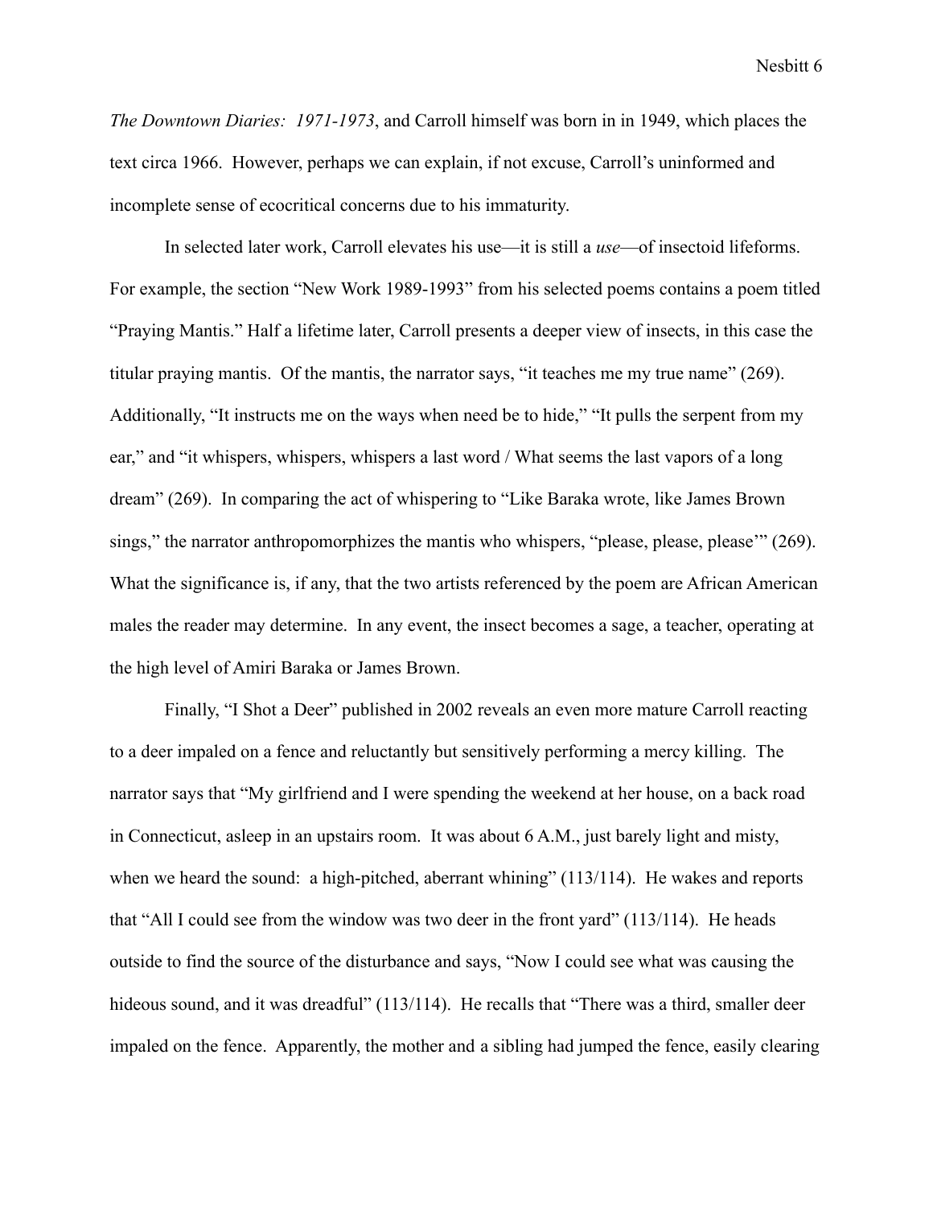*The Downtown Diaries: 1971-1973*, and Carroll himself was born in in 1949, which places the text circa 1966. However, perhaps we can explain, if not excuse, Carroll's uninformed and incomplete sense of ecocritical concerns due to his immaturity.

In selected later work, Carroll elevates his use—it is still a *use*—of insectoid lifeforms. For example, the section "New Work 1989-1993" from his selected poems contains a poem titled "Praying Mantis." Half a lifetime later, Carroll presents a deeper view of insects, in this case the titular praying mantis. Of the mantis, the narrator says, "it teaches me my true name" (269). Additionally, "It instructs me on the ways when need be to hide," "It pulls the serpent from my ear," and "it whispers, whispers, whispers a last word / What seems the last vapors of a long dream" (269). In comparing the act of whispering to "Like Baraka wrote, like James Brown sings," the narrator anthropomorphizes the mantis who whispers, "please, please, please'" (269). What the significance is, if any, that the two artists referenced by the poem are African American males the reader may determine. In any event, the insect becomes a sage, a teacher, operating at the high level of Amiri Baraka or James Brown.

Finally, "I Shot a Deer" published in 2002 reveals an even more mature Carroll reacting to a deer impaled on a fence and reluctantly but sensitively performing a mercy killing. The narrator says that "My girlfriend and I were spending the weekend at her house, on a back road in Connecticut, asleep in an upstairs room. It was about 6 A.M., just barely light and misty, when we heard the sound: a high-pitched, aberrant whining" (113/114). He wakes and reports that "All I could see from the window was two deer in the front yard" (113/114). He heads outside to find the source of the disturbance and says, "Now I could see what was causing the hideous sound, and it was dreadful" (113/114). He recalls that "There was a third, smaller deer impaled on the fence. Apparently, the mother and a sibling had jumped the fence, easily clearing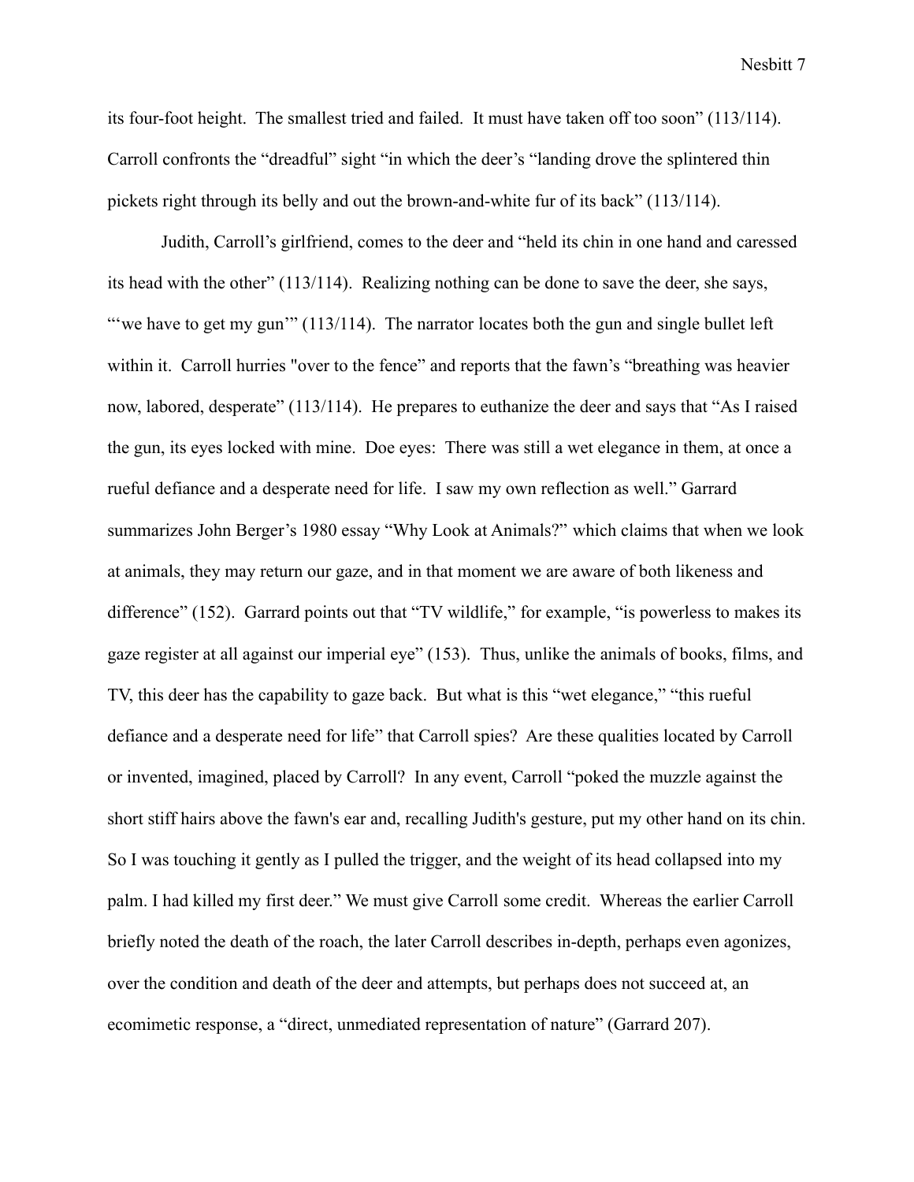its four-foot height. The smallest tried and failed. It must have taken off too soon" (113/114). Carroll confronts the "dreadful" sight "in which the deer's "landing drove the splintered thin pickets right through its belly and out the brown-and-white fur of its back" (113/114).

Judith, Carroll's girlfriend, comes to the deer and "held its chin in one hand and caressed its head with the other" (113/114). Realizing nothing can be done to save the deer, she says, "'we have to get my gun'" (113/114). The narrator locates both the gun and single bullet left within it. Carroll hurries "over to the fence" and reports that the fawn's "breathing was heavier now, labored, desperate" (113/114). He prepares to euthanize the deer and says that "As I raised the gun, its eyes locked with mine. Doe eyes: There was still a wet elegance in them, at once a rueful defiance and a desperate need for life. I saw my own reflection as well." Garrard summarizes John Berger's 1980 essay "Why Look at Animals?" which claims that when we look at animals, they may return our gaze, and in that moment we are aware of both likeness and difference" (152). Garrard points out that "TV wildlife," for example, "is powerless to makes its gaze register at all against our imperial eye" (153). Thus, unlike the animals of books, films, and TV, this deer has the capability to gaze back. But what is this "wet elegance," "this rueful defiance and a desperate need for life" that Carroll spies? Are these qualities located by Carroll or invented, imagined, placed by Carroll? In any event, Carroll "poked the muzzle against the short stiff hairs above the fawn's ear and, recalling Judith's gesture, put my other hand on its chin. So I was touching it gently as I pulled the trigger, and the weight of its head collapsed into my palm. I had killed my first deer." We must give Carroll some credit. Whereas the earlier Carroll briefly noted the death of the roach, the later Carroll describes in-depth, perhaps even agonizes, over the condition and death of the deer and attempts, but perhaps does not succeed at, an ecomimetic response, a "direct, unmediated representation of nature" (Garrard 207).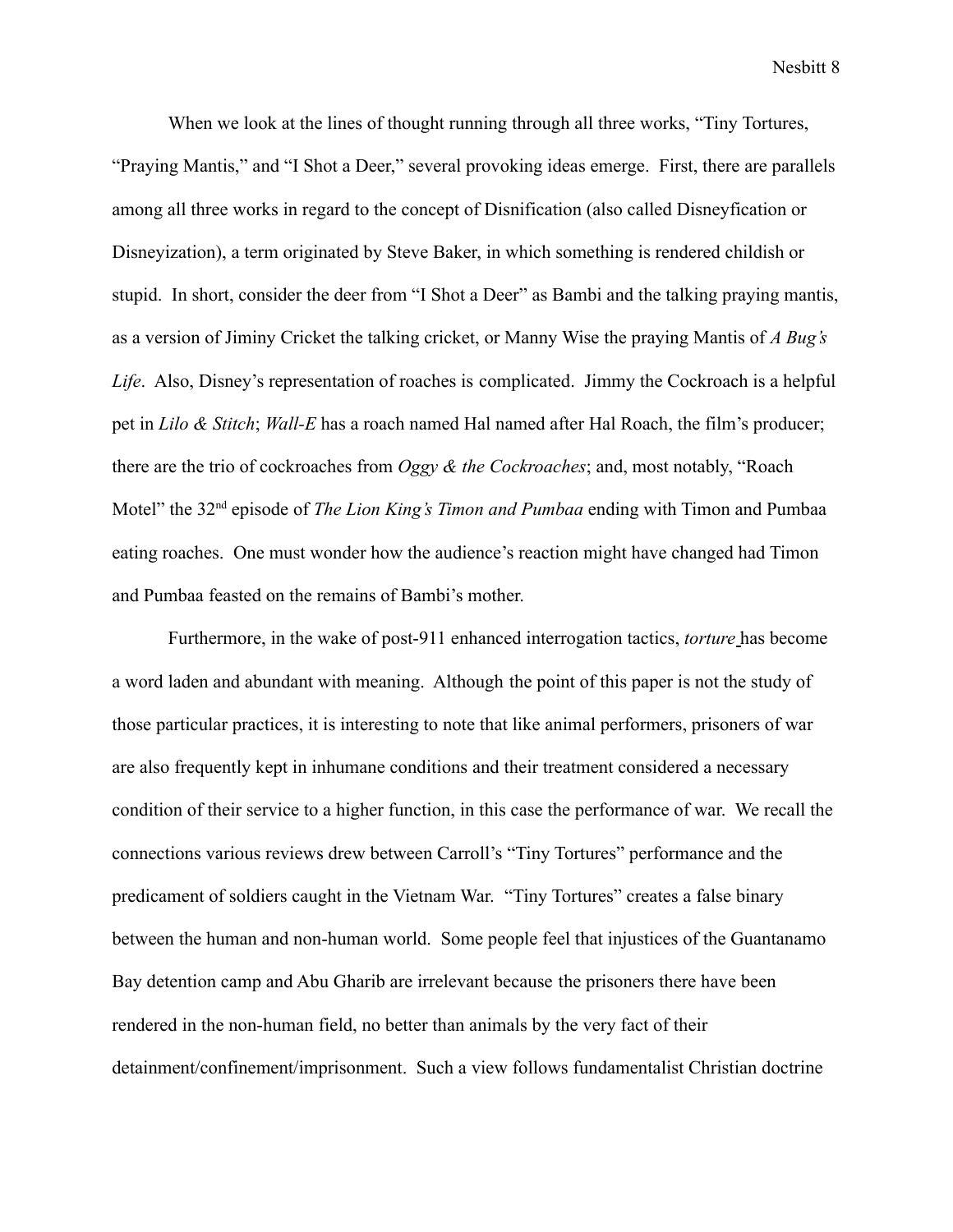When we look at the lines of thought running through all three works, "Tiny Tortures, "Praying Mantis," and "I Shot a Deer," several provoking ideas emerge. First, there are parallels among all three works in regard to the concept of Disnification (also called Disneyfication or Disneyization), a term originated by Steve Baker, in which something is rendered childish or stupid. In short, consider the deer from "I Shot a Deer" as Bambi and the talking praying mantis, as a version of Jiminy Cricket the talking cricket, or Manny Wise the praying Mantis of *A Bug's Life*. Also, Disney's representation of roaches is complicated. Jimmy the Cockroach is a helpful pet in *Lilo & Stitch*; *Wall-E* has a roach named Hal named after Hal Roach, the film's producer; there are the trio of cockroaches from *Oggy & the Cockroaches*; and, most notably, "Roach Motel" the 32nd episode of *The Lion King's Timon and Pumbaa* ending with Timon and Pumbaa eating roaches. One must wonder how the audience's reaction might have changed had Timon and Pumbaa feasted on the remains of Bambi's mother.

Furthermore, in the wake of post-911 enhanced interrogation tactics, *torture* has become a word laden and abundant with meaning. Although the point of this paper is not the study of those particular practices, it is interesting to note that like animal performers, prisoners of war are also frequently kept in inhumane conditions and their treatment considered a necessary condition of their service to a higher function, in this case the performance of war. We recall the connections various reviews drew between Carroll's "Tiny Tortures" performance and the predicament of soldiers caught in the Vietnam War. "Tiny Tortures" creates a false binary between the human and non-human world. Some people feel that injustices of the Guantanamo Bay detention camp and Abu Gharib are irrelevant because the prisoners there have been rendered in the non-human field, no better than animals by the very fact of their detainment/confinement/imprisonment. Such a view follows fundamentalist Christian doctrine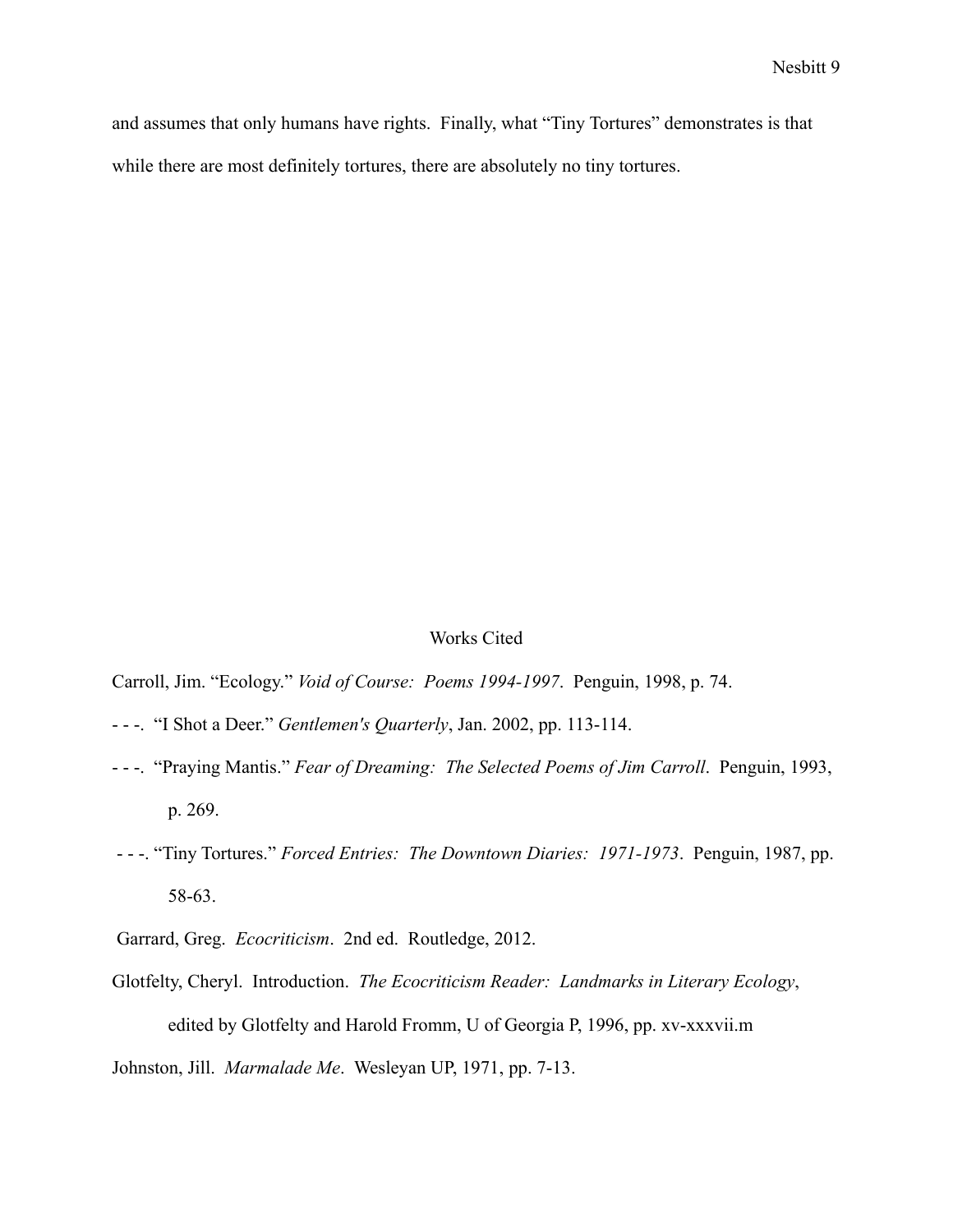and assumes that only humans have rights. Finally, what "Tiny Tortures" demonstrates is that while there are most definitely tortures, there are absolutely no tiny tortures.

## Works Cited

Carroll, Jim. "Ecology." *Void of Course: Poems 1994-1997*. Penguin, 1998, p. 74.

- - -. "I Shot a Deer." *Gentlemen's Quarterly*, Jan. 2002, pp. 113-114.

- - -. "Praying Mantis." *Fear of Dreaming: The Selected Poems of Jim Carroll*. Penguin, 1993, p. 269.

- - -. "Tiny Tortures." *Forced Entries: The Downtown Diaries: 1971-1973*. Penguin, 1987, pp. 58-63.

Garrard, Greg. *Ecocriticism*. 2nd ed. Routledge, 2012.

Glotfelty, Cheryl. Introduction. *The Ecocriticism Reader: Landmarks in Literary Ecology*, edited by Glotfelty and Harold Fromm, U of Georgia P, 1996, pp. xv-xxxvii.m

Johnston, Jill. *Marmalade Me*. Wesleyan UP, 1971, pp. 7-13.